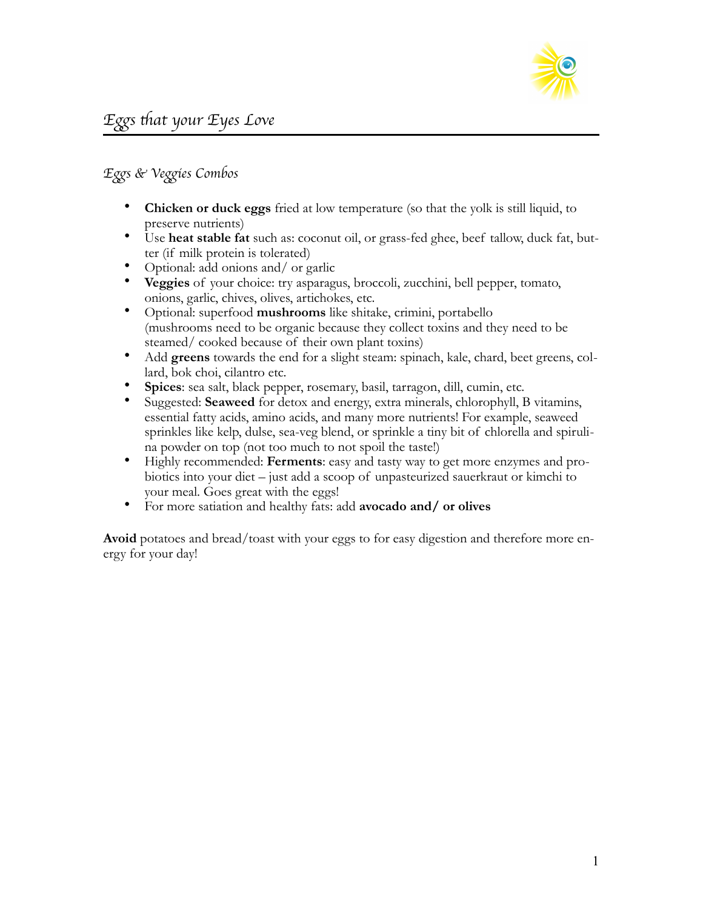# *Eggs that your Eyes Love*

## *Eggs & Veggies Combos*

- **Chicken or duck eggs** fried at low temperature (so that the yolk is still liquid, to preserve nutrients)
- Use **heat stable fat** such as: coconut oil, or grass-fed ghee, beef tallow, duck fat, butter (if milk protein is tolerated)
- Optional: add onions and/ or garlic
- **Veggies** of your choice: try asparagus, broccoli, zucchini, bell pepper, tomato, onions, garlic, chives, olives, artichokes, etc.
- Optional: superfood **mushrooms** like shitake, crimini, portabello (mushrooms need to be organic because they collect toxins and they need to be steamed/ cooked because of their own plant toxins)
- Add **greens** towards the end for a slight steam: spinach, kale, chard, beet greens, collard, bok choi, cilantro etc.
- **Spices**: sea salt, black pepper, rosemary, basil, tarragon, dill, cumin, etc.
- Suggested: **Seaweed** for detox and energy, extra minerals, chlorophyll, B vitamins, essential fatty acids, amino acids, and many more nutrients! For example, seaweed sprinkles like kelp, dulse, sea-veg blend, or sprinkle a tiny bit of chlorella and spirulina powder on top (not too much to not spoil the taste!)
- Highly recommended: **Ferments**: easy and tasty way to get more enzymes and probiotics into your diet – just add a scoop of unpasteurized sauerkraut or kimchi to your meal. Goes great with the eggs!
- For more satiation and healthy fats: add **avocado and/ or olives**

**Avoid** potatoes and bread/toast with your eggs to for easy digestion and therefore more energy for your day!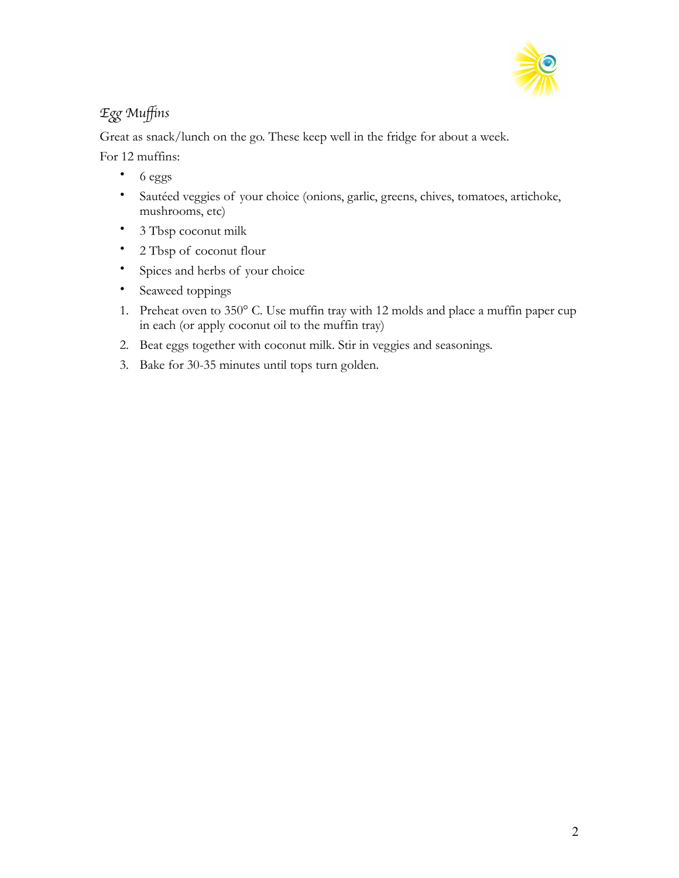*Egg Muffins*

Great as snack/lunch on the go. These keep well in the fridge for about a week.

For 12 muffins:

- 6 eggs
- Sautéed veggies of your choice (onions, garlic, greens, chives, tomatoes, artichoke, mushrooms, etc)
- 3 Tbsp coconut milk
- 2 Tbsp of coconut flour
- Spices and herbs of your choice
- Seaweed toppings

1. Preheat oven to 350° C. Use muffin tray with 12 molds and place a muffin paper cup in each (or apply coconut oil to the muffin tray)
2. Beat eggs together with coconut milk. Stir in veggies and seasonings.
3. Bake for 30-35 minutes until tops turn golden.